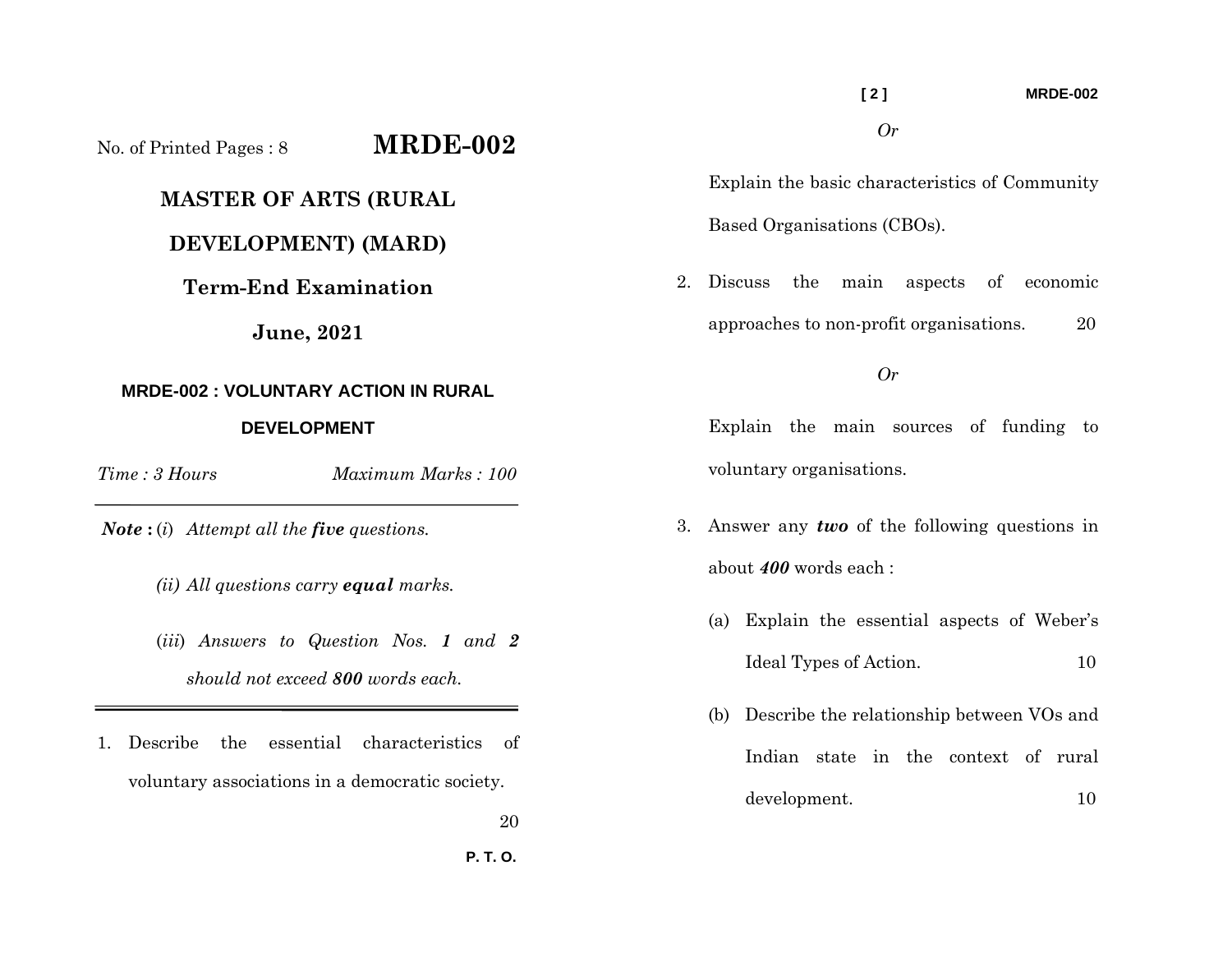No. of Printed Pages : 8

# MRDE-002

## MASTER OF ARTS (RURAL DEVELOPMENT) (MARD)

## Term-End Examination

## June, 2021

### MRDE-002 : VOLUNTARY ACTION IN RURAL DEVELOPMENT

*Time : 3 Hours* *Maximum Marks : 100*

***Note :*** (*i*) *Attempt all the **five** questions.*

*(ii) All questions carry **equal** marks.*

(*iii*) *Answers to Question Nos. **1** and **2** should not exceed **800** words each.*

1. Describe the essential characteristics of voluntary associations in a democratic society. 20

*Or*

Explain the basic characteristics of Community Based Organisations (CBOs).

2. Discuss the main aspects of economic approaches to non-profit organisations. 20

*Or*

Explain the main sources of funding to voluntary organisations.

3. Answer any ***two*** of the following questions in about ***400*** words each :

   (a) Explain the essential aspects of Weber's Ideal Types of Action. 10

   (b) Describe the relationship between VOs and Indian state in the context of rural development. 10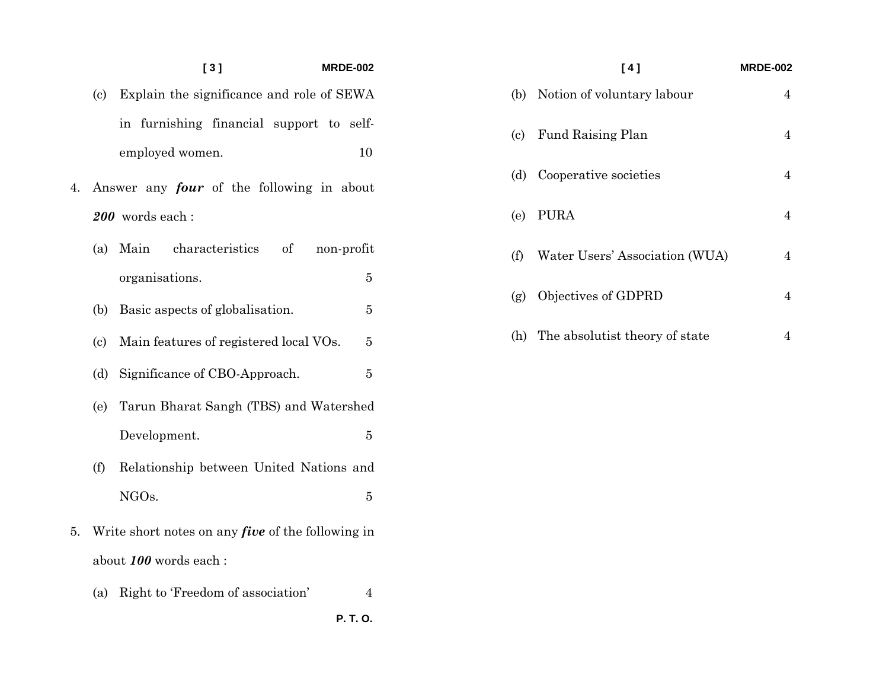(c) Explain the significance and role of SEWA in furnishing financial support to self-employed women. 10

4. Answer any ***four*** of the following in about ***200*** words each :

   (a) Main characteristics of non-profit organisations. 5

   (b) Basic aspects of globalisation. 5

   (c) Main features of registered local VOs. 5

   (d) Significance of CBO-Approach. 5

   (e) Tarun Bharat Sangh (TBS) and Watershed Development. 5

   (f) Relationship between United Nations and NGOs. 5

5. Write short notes on any ***five*** of the following in about ***100*** words each :

   (a) Right to 'Freedom of association' 4

   (b) Notion of voluntary labour 4

   (c) Fund Raising Plan 4

   (d) Cooperative societies 4

   (e) PURA 4

   (f) Water Users' Association (WUA) 4

   (g) Objectives of GDPRD 4

   (h) The absolutist theory of state 4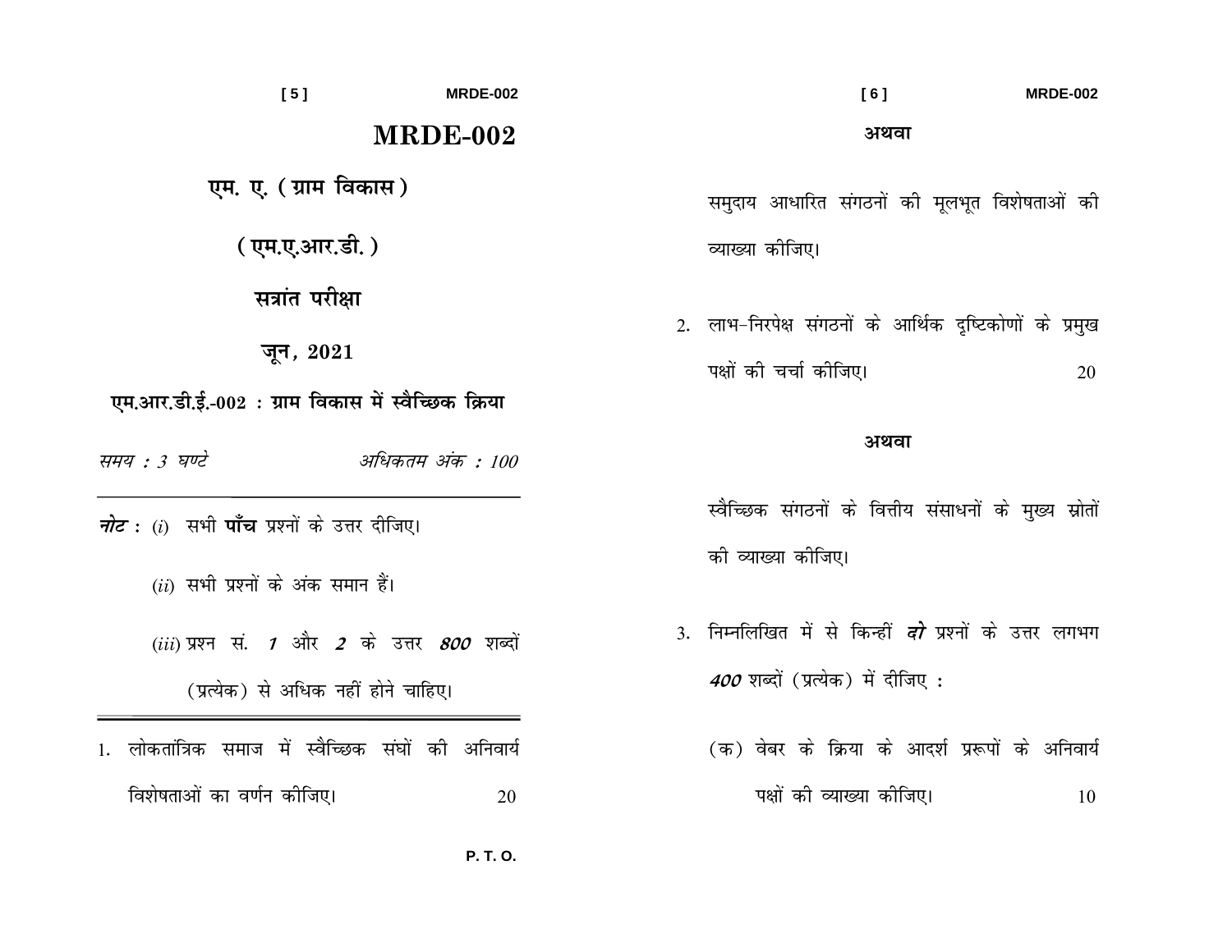# MRDE-002

## एम. ए. (ग्राम विकास)

## (एम.ए.आर.डी.)

## सत्रांत परीक्षा

## जून, 2021

### एम.आर.डी.ई.-002 : ग्राम विकास में स्वैच्छिक क्रिया

*समय : 3 घण्टे* *अधिकतम अंक : 100*

---

***नोट :*** (i) सभी **पाँच** प्रश्नों के उत्तर दीजिए।

(ii) सभी प्रश्नों के अंक समान हैं।

(iii) प्रश्न सं. ***1*** और ***2*** के उत्तर ***800*** शब्दों (प्रत्येक) से अधिक नहीं होने चाहिए।

---

1. लोकतांत्रिक समाज में स्वैच्छिक संघों की अनिवार्य विशेषताओं का वर्णन कीजिए। 20

**अथवा**

समुदाय आधारित संगठनों की मूलभूत विशेषताओं की व्याख्या कीजिए।

2. लाभ-निरपेक्ष संगठनों के आर्थिक दृष्टिकोणों के प्रमुख पक्षों की चर्चा कीजिए। 20

**अथवा**

स्वैच्छिक संगठनों के वित्तीय संसाधनों के मुख्य स्रोतों की व्याख्या कीजिए।

3. निम्नलिखित में से किन्हीं ***दो*** प्रश्नों के उत्तर लगभग ***400*** शब्दों (प्रत्येक) में दीजिए :

(क) वेबर के क्रिया के आदर्श प्ररूपों के अनिवार्य पक्षों की व्याख्या कीजिए। 10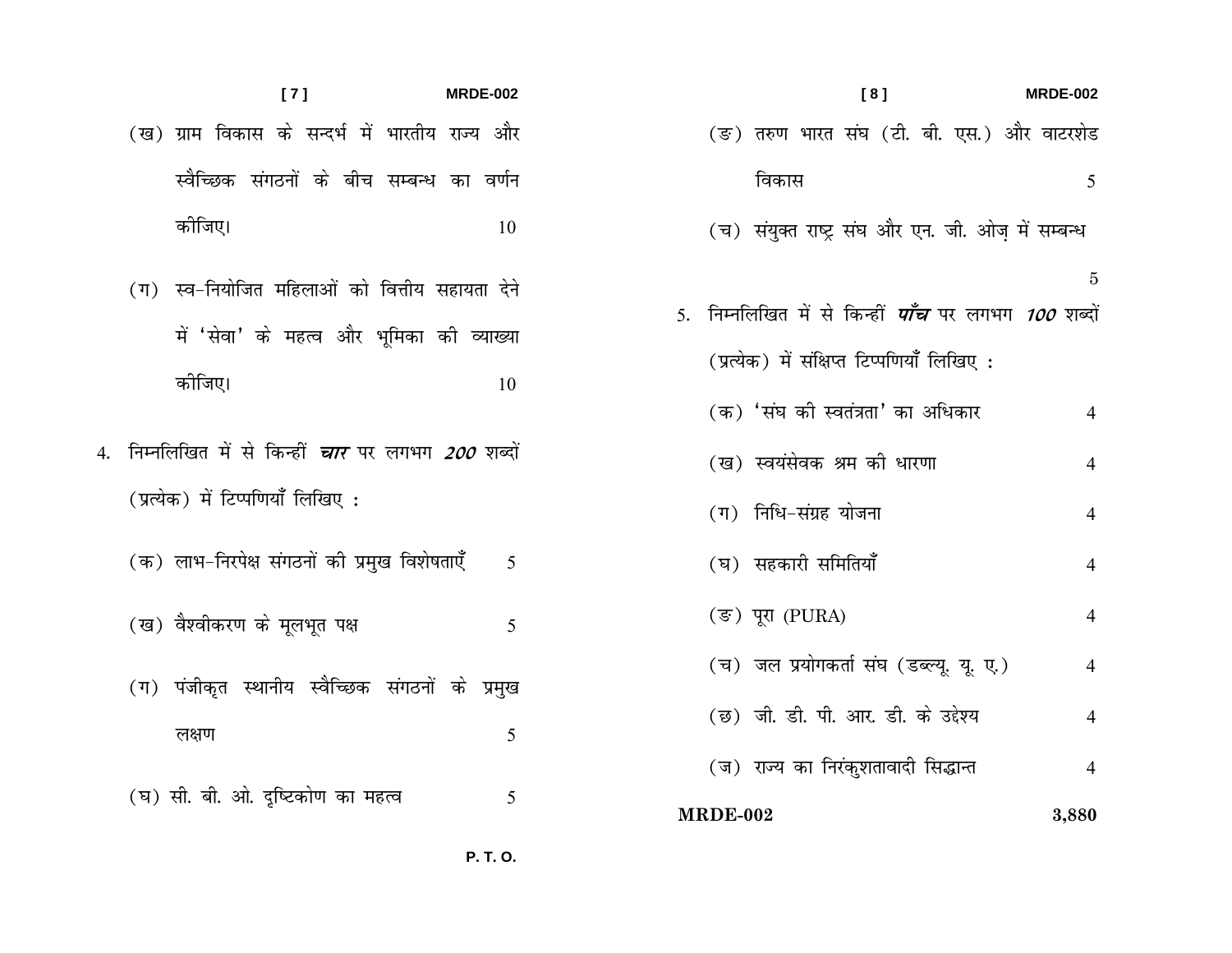(ख) ग्राम विकास के सन्दर्भ में भारतीय राज्य और स्वैच्छिक संगठनों के बीच सम्बन्ध का वर्णन कीजिए। 10

(ग) स्व-नियोजित महिलाओं को वित्तीय सहायता देने में 'सेवा' के महत्व और भूमिका की व्याख्या कीजिए। 10

4. निम्नलिखित में से किन्हीं ***चार*** पर लगभग ***200*** शब्दों (प्रत्येक) में टिप्पणियाँ लिखिए :

(क) लाभ-निरपेक्ष संगठनों की प्रमुख विशेषताएँ 5

(ख) वैश्वीकरण के मूलभूत पक्ष 5

(ग) पंजीकृत स्थानीय स्वैच्छिक संगठनों के प्रमुख लक्षण 5

(घ) सी. बी. ओ. दृष्टिकोण का महत्व 5

(ङ) तरुण भारत संघ (टी. बी. एस.) और वाटरशेड विकास 5

(च) संयुक्त राष्ट्र संघ और एन. जी. ओज़ में सम्बन्ध 5

5. निम्नलिखित में से किन्हीं ***पाँच*** पर लगभग ***100*** शब्दों (प्रत्येक) में संक्षिप्त टिप्पणियाँ लिखिए :

(क) 'संघ की स्वतंत्रता' का अधिकार 4

(ख) स्वयंसेवक श्रम की धारणा 4

(ग) निधि-संग्रह योजना 4

(घ) सहकारी समितियाँ 4

(ङ) पूरा (PURA) 4

(च) जल प्रयोगकर्ता संघ (डब्ल्यू. यू. ए.) 4

(छ) जी. डी. पी. आर. डी. के उद्देश्य 4

(ज) राज्य का निरंकुशतावादी सिद्धान्त 4

**MRDE-002** **3,880**